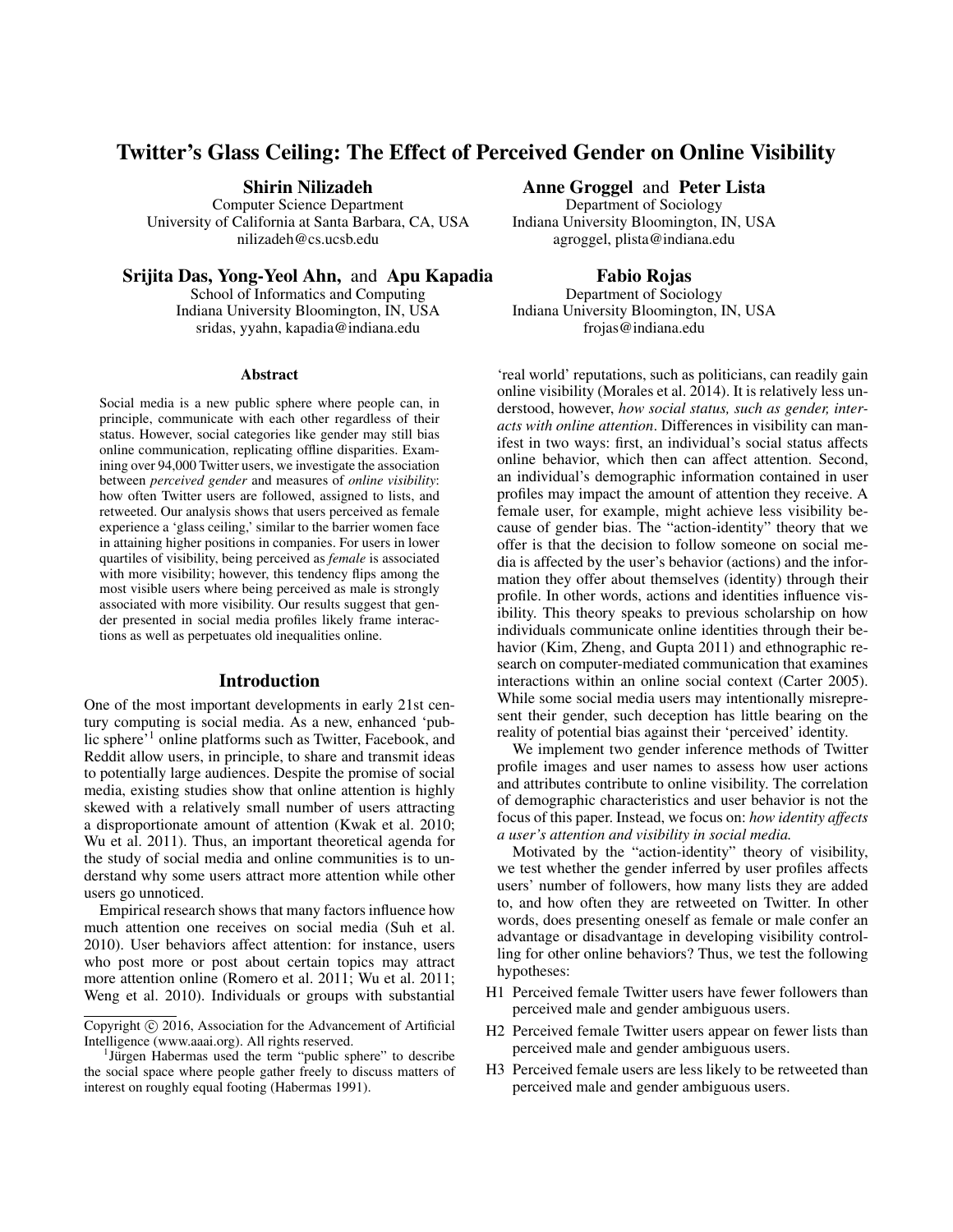# Twitter's Glass Ceiling: The Effect of Perceived Gender on Online Visibility

**Shirin Nilizadeh**
Computer Science Department
University of California at Santa Barbara, CA, USA
nilizadeh@cs.ucsb.edu

**Anne Groggel** and **Peter Lista**
Department of Sociology
Indiana University Bloomington, IN, USA
agroggel, plista@indiana.edu

**Srijita Das, Yong-Yeol Ahn,** and **Apu Kapadia**
School of Informatics and Computing
Indiana University Bloomington, IN, USA
sridas, yyahn, kapadia@indiana.edu

**Fabio Rojas**
Department of Sociology
Indiana University Bloomington, IN, USA
frojas@indiana.edu

### Abstract

Social media is a new public sphere where people can, in principle, communicate with each other regardless of their status. However, social categories like gender may still bias online communication, replicating offline disparities. Examining over 94,000 Twitter users, we investigate the association between *perceived gender* and measures of *online visibility*: how often Twitter users are followed, assigned to lists, and retweeted. Our analysis shows that users perceived as female experience a 'glass ceiling,' similar to the barrier women face in attaining higher positions in companies. For users in lower quartiles of visibility, being perceived as *female* is associated with more visibility; however, this tendency flips among the most visible users where being perceived as male is strongly associated with more visibility. Our results suggest that gender presented in social media profiles likely frame interactions as well as perpetuates old inequalities online.

## Introduction

One of the most important developments in early 21st century computing is social media. As a new, enhanced 'public sphere'[1] online platforms such as Twitter, Facebook, and Reddit allow users, in principle, to share and transmit ideas to potentially large audiences. Despite the promise of social media, existing studies show that online attention is highly skewed with a relatively small number of users attracting a disproportionate amount of attention (Kwak et al. 2010; Wu et al. 2011). Thus, an important theoretical agenda for the study of social media and online communities is to understand why some users attract more attention while other users go unnoticed.

Empirical research shows that many factors influence how much attention one receives on social media (Suh et al. 2010). User behaviors affect attention: for instance, users who post more or post about certain topics may attract more attention online (Romero et al. 2011; Wu et al. 2011; Weng et al. 2010). Individuals or groups with substantial 'real world' reputations, such as politicians, can readily gain online visibility (Morales et al. 2014). It is relatively less understood, however, *how social status, such as gender, interacts with online attention*. Differences in visibility can manifest in two ways: first, an individual's social status affects online behavior, which then can affect attention. Second, an individual's demographic information contained in user profiles may impact the amount of attention they receive. A female user, for example, might achieve less visibility because of gender bias. The "action-identity" theory that we offer is that the decision to follow someone on social media is affected by the user's behavior (actions) and the information they offer about themselves (identity) through their profile. In other words, actions and identities influence visibility. This theory speaks to previous scholarship on how individuals communicate online identities through their behavior (Kim, Zheng, and Gupta 2011) and ethnographic research on computer-mediated communication that examines interactions within an online social context (Carter 2005). While some social media users may intentionally misrepresent their gender, such deception has little bearing on the reality of potential bias against their 'perceived' identity.

We implement two gender inference methods of Twitter profile images and user names to assess how user actions and attributes contribute to online visibility. The correlation of demographic characteristics and user behavior is not the focus of this paper. Instead, we focus on: *how identity affects a user's attention and visibility in social media.*

Motivated by the "action-identity" theory of visibility, we test whether the gender inferred by user profiles affects users' number of followers, how many lists they are added to, and how often they are retweeted on Twitter. In other words, does presenting oneself as female or male confer an advantage or disadvantage in developing visibility controlling for other online behaviors? Thus, we test the following hypotheses:

- H1 Perceived female Twitter users have fewer followers than perceived male and gender ambiguous users.
- H2 Perceived female Twitter users appear on fewer lists than perceived male and gender ambiguous users.
- H3 Perceived female users are less likely to be retweeted than perceived male and gender ambiguous users.

Copyright © 2016, Association for the Advancement of Artificial Intelligence (www.aaai.org). All rights reserved.

[1] Jürgen Habermas used the term "public sphere" to describe the social space where people gather freely to discuss matters of interest on roughly equal footing (Habermas 1991).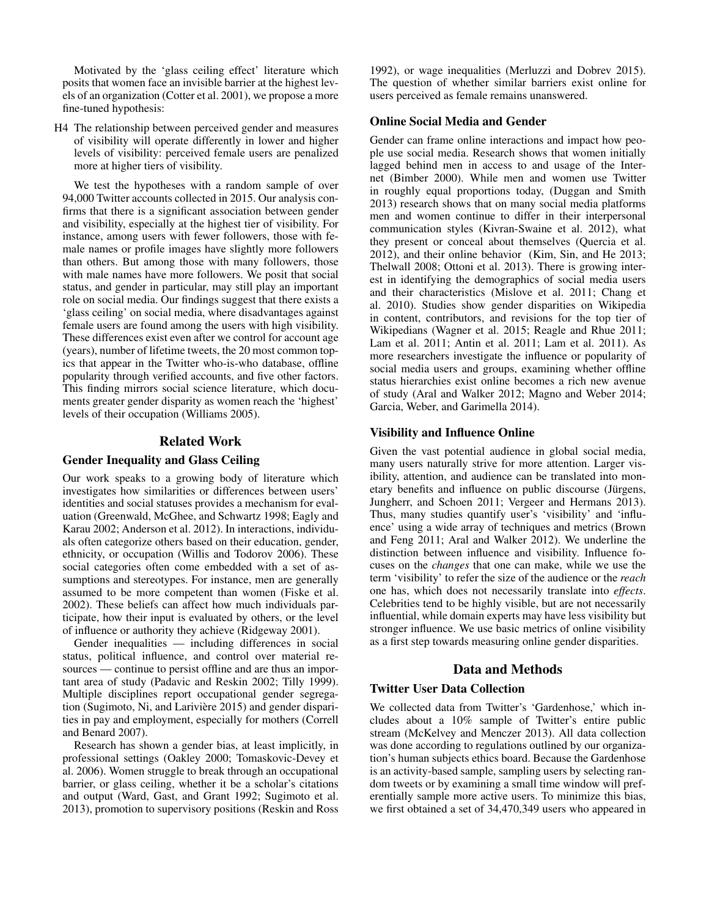Motivated by the 'glass ceiling effect' literature which posits that women face an invisible barrier at the highest levels of an organization (Cotter et al. 2001), we propose a more fine-tuned hypothesis:

H4 The relationship between perceived gender and measures of visibility will operate differently in lower and higher levels of visibility: perceived female users are penalized more at higher tiers of visibility.

We test the hypotheses with a random sample of over 94,000 Twitter accounts collected in 2015. Our analysis confirms that there is a significant association between gender and visibility, especially at the highest tier of visibility. For instance, among users with fewer followers, those with female names or profile images have slightly more followers than others. But among those with many followers, those with male names have more followers. We posit that social status, and gender in particular, may still play an important role on social media. Our findings suggest that there exists a 'glass ceiling' on social media, where disadvantages against female users are found among the users with high visibility. These differences exist even after we control for account age (years), number of lifetime tweets, the 20 most common topics that appear in the Twitter who-is-who database, offline popularity through verified accounts, and five other factors. This finding mirrors social science literature, which documents greater gender disparity as women reach the 'highest' levels of their occupation (Williams 2005).

## Related Work

### Gender Inequality and Glass Ceiling

Our work speaks to a growing body of literature which investigates how similarities or differences between users' identities and social statuses provides a mechanism for evaluation (Greenwald, McGhee, and Schwartz 1998; Eagly and Karau 2002; Anderson et al. 2012). In interactions, individuals often categorize others based on their education, gender, ethnicity, or occupation (Willis and Todorov 2006). These social categories often come embedded with a set of assumptions and stereotypes. For instance, men are generally assumed to be more competent than women (Fiske et al. 2002). These beliefs can affect how much individuals participate, how their input is evaluated by others, or the level of influence or authority they achieve (Ridgeway 2001).

Gender inequalities — including differences in social status, political influence, and control over material resources — continue to persist offline and are thus an important area of study (Padavic and Reskin 2002; Tilly 1999). Multiple disciplines report occupational gender segregation (Sugimoto, Ni, and Larivière 2015) and gender disparities in pay and employment, especially for mothers (Correll and Benard 2007).

Research has shown a gender bias, at least implicitly, in professional settings (Oakley 2000; Tomaskovic-Devey et al. 2006). Women struggle to break through an occupational barrier, or glass ceiling, whether it be a scholar's citations and output (Ward, Gast, and Grant 1992; Sugimoto et al. 2013), promotion to supervisory positions (Reskin and Ross 1992), or wage inequalities (Merluzzi and Dobrev 2015). The question of whether similar barriers exist online for users perceived as female remains unanswered.

### Online Social Media and Gender

Gender can frame online interactions and impact how people use social media. Research shows that women initially lagged behind men in access to and usage of the Internet (Bimber 2000). While men and women use Twitter in roughly equal proportions today, (Duggan and Smith 2013) research shows that on many social media platforms men and women continue to differ in their interpersonal communication styles (Kivran-Swaine et al. 2012), what they present or conceal about themselves (Quercia et al. 2012), and their online behavior (Kim, Sin, and He 2013; Thelwall 2008; Ottoni et al. 2013). There is growing interest in identifying the demographics of social media users and their characteristics (Mislove et al. 2011; Chang et al. 2010). Studies show gender disparities on Wikipedia in content, contributors, and revisions for the top tier of Wikipedians (Wagner et al. 2015; Reagle and Rhue 2011; Lam et al. 2011; Antin et al. 2011; Lam et al. 2011). As more researchers investigate the influence or popularity of social media users and groups, examining whether offline status hierarchies exist online becomes a rich new avenue of study (Aral and Walker 2012; Magno and Weber 2014; Garcia, Weber, and Garimella 2014).

### Visibility and Influence Online

Given the vast potential audience in global social media, many users naturally strive for more attention. Larger visibility, attention, and audience can be translated into monetary benefits and influence on public discourse (Jürgens, Jungherr, and Schoen 2011; Vergeer and Hermans 2013). Thus, many studies quantify user's 'visibility' and 'influence' using a wide array of techniques and metrics (Brown and Feng 2011; Aral and Walker 2012). We underline the distinction between influence and visibility. Influence focuses on the *changes* that one can make, while we use the term 'visibility' to refer the size of the audience or the *reach* one has, which does not necessarily translate into *effects*. Celebrities tend to be highly visible, but are not necessarily influential, while domain experts may have less visibility but stronger influence. We use basic metrics of online visibility as a first step towards measuring online gender disparities.

## Data and Methods

### Twitter User Data Collection

We collected data from Twitter's 'Gardenhose,' which includes about a 10% sample of Twitter's entire public stream (McKelvey and Menczer 2013). All data collection was done according to regulations outlined by our organization's human subjects ethics board. Because the Gardenhose is an activity-based sample, sampling users by selecting random tweets or by examining a small time window will preferentially sample more active users. To minimize this bias, we first obtained a set of 34,470,349 users who appeared in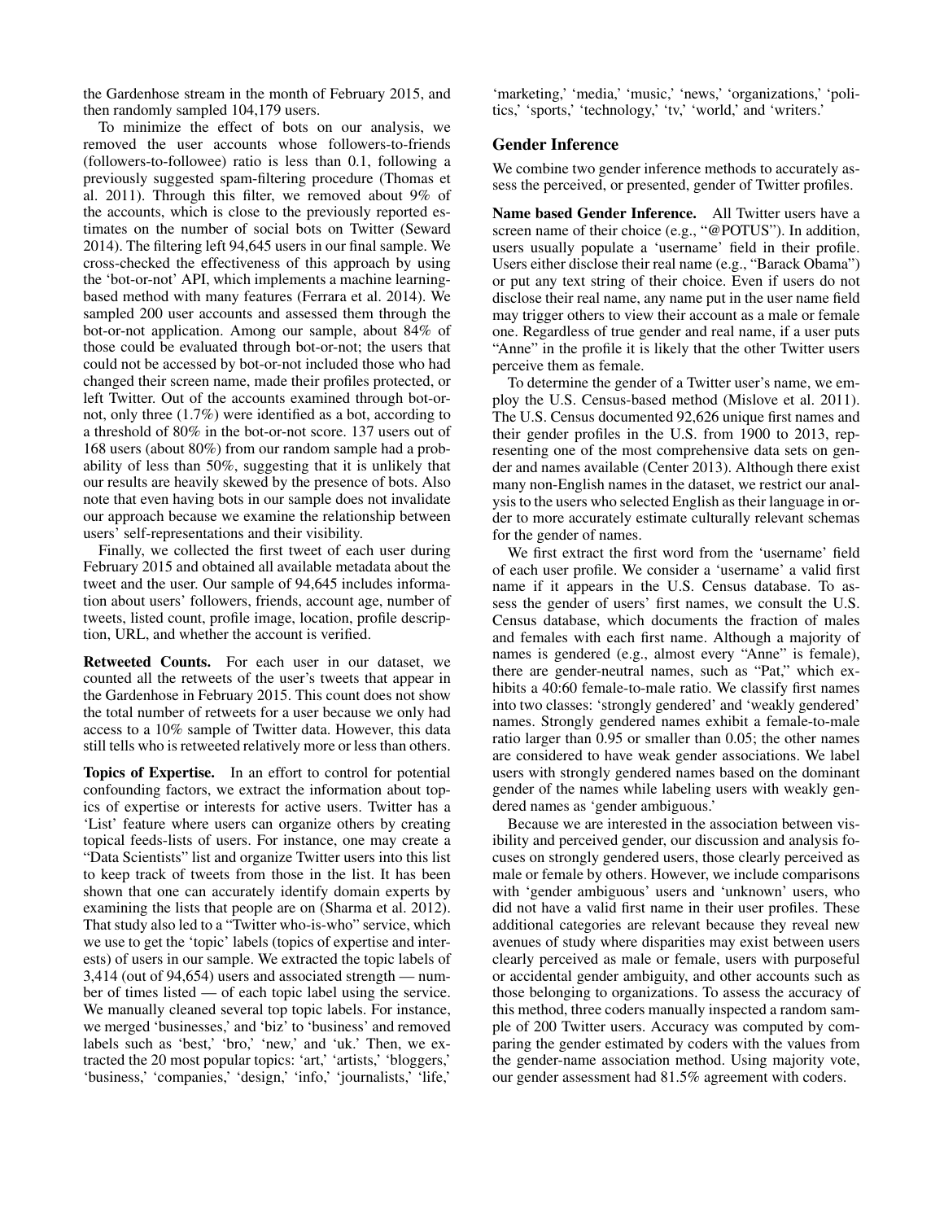the Gardenhose stream in the month of February 2015, and then randomly sampled 104,179 users.

To minimize the effect of bots on our analysis, we removed the user accounts whose followers-to-friends (followers-to-followee) ratio is less than 0.1, following a previously suggested spam-filtering procedure (Thomas et al. 2011). Through this filter, we removed about 9% of the accounts, which is close to the previously reported estimates on the number of social bots on Twitter (Seward 2014). The filtering left 94,645 users in our final sample. We cross-checked the effectiveness of this approach by using the 'bot-or-not' API, which implements a machine learning-based method with many features (Ferrara et al. 2014). We sampled 200 user accounts and assessed them through the bot-or-not application. Among our sample, about 84% of those could be evaluated through bot-or-not; the users that could not be accessed by bot-or-not included those who had changed their screen name, made their profiles protected, or left Twitter. Out of the accounts examined through bot-or-not, only three (1.7%) were identified as a bot, according to a threshold of 80% in the bot-or-not score. 137 users out of 168 users (about 80%) from our random sample had a probability of less than 50%, suggesting that it is unlikely that our results are heavily skewed by the presence of bots. Also note that even having bots in our sample does not invalidate our approach because we examine the relationship between users' self-representations and their visibility.

Finally, we collected the first tweet of each user during February 2015 and obtained all available metadata about the tweet and the user. Our sample of 94,645 includes information about users' followers, friends, account age, number of tweets, listed count, profile image, location, profile description, URL, and whether the account is verified.

**Retweeted Counts.** For each user in our dataset, we counted all the retweets of the user's tweets that appear in the Gardenhose in February 2015. This count does not show the total number of retweets for a user because we only had access to a 10% sample of Twitter data. However, this data still tells who is retweeted relatively more or less than others.

**Topics of Expertise.** In an effort to control for potential confounding factors, we extract the information about topics of expertise or interests for active users. Twitter has a 'List' feature where users can organize others by creating topical feeds-lists of users. For instance, one may create a "Data Scientists" list and organize Twitter users into this list to keep track of tweets from those in the list. It has been shown that one can accurately identify domain experts by examining the lists that people are on (Sharma et al. 2012). That study also led to a "Twitter who-is-who" service, which we use to get the 'topic' labels (topics of expertise and interests) of users in our sample. We extracted the topic labels of 3,414 (out of 94,654) users and associated strength — number of times listed — of each topic label using the service. We manually cleaned several top topic labels. For instance, we merged 'businesses,' and 'biz' to 'business' and removed labels such as 'best,' 'bro,' 'new,' and 'uk.' Then, we extracted the 20 most popular topics: 'art,' 'artists,' 'bloggers,' 'business,' 'companies,' 'design,' 'info,' 'journalists,' 'life,' 'marketing,' 'media,' 'music,' 'news,' 'organizations,' 'politics,' 'sports,' 'technology,' 'tv,' 'world,' and 'writers.'

## Gender Inference

We combine two gender inference methods to accurately assess the perceived, or presented, gender of Twitter profiles.

**Name based Gender Inference.** All Twitter users have a screen name of their choice (e.g., "@POTUS"). In addition, users usually populate a 'username' field in their profile. Users either disclose their real name (e.g., "Barack Obama") or put any text string of their choice. Even if users do not disclose their real name, any name put in the user name field may trigger others to view their account as a male or female one. Regardless of true gender and real name, if a user puts "Anne" in the profile it is likely that the other Twitter users perceive them as female.

To determine the gender of a Twitter user's name, we employ the U.S. Census-based method (Mislove et al. 2011). The U.S. Census documented 92,626 unique first names and their gender profiles in the U.S. from 1900 to 2013, representing one of the most comprehensive data sets on gender and names available (Center 2013). Although there exist many non-English names in the dataset, we restrict our analysis to the users who selected English as their language in order to more accurately estimate culturally relevant schemas for the gender of names.

We first extract the first word from the 'username' field of each user profile. We consider a 'username' a valid first name if it appears in the U.S. Census database. To assess the gender of users' first names, we consult the U.S. Census database, which documents the fraction of males and females with each first name. Although a majority of names is gendered (e.g., almost every "Anne" is female), there are gender-neutral names, such as "Pat," which exhibits a 40:60 female-to-male ratio. We classify first names into two classes: 'strongly gendered' and 'weakly gendered' names. Strongly gendered names exhibit a female-to-male ratio larger than 0.95 or smaller than 0.05; the other names are considered to have weak gender associations. We label users with strongly gendered names based on the dominant gender of the names while labeling users with weakly gendered names as 'gender ambiguous.'

Because we are interested in the association between visibility and perceived gender, our discussion and analysis focuses on strongly gendered users, those clearly perceived as male or female by others. However, we include comparisons with 'gender ambiguous' users and 'unknown' users, who did not have a valid first name in their user profiles. These additional categories are relevant because they reveal new avenues of study where disparities may exist between users clearly perceived as male or female, users with purposeful or accidental gender ambiguity, and other accounts such as those belonging to organizations. To assess the accuracy of this method, three coders manually inspected a random sample of 200 Twitter users. Accuracy was computed by comparing the gender estimated by coders with the values from the gender-name association method. Using majority vote, our gender assessment had 81.5% agreement with coders.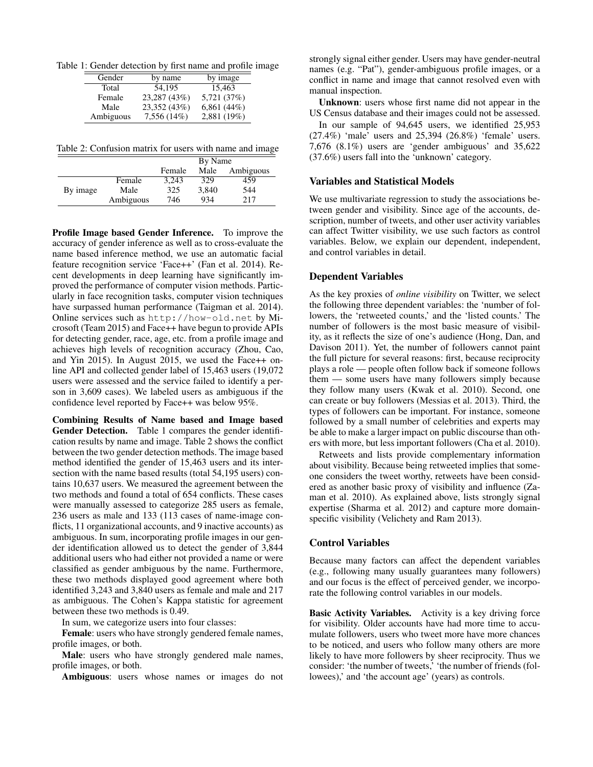Table 1: Gender detection by first name and profile image

| Gender | by name | by image |
|---|---|---|
| Total | 54,195 | 15,463 |
| Female | 23,287 (43%) | 5,721 (37%) |
| Male | 23,352 (43%) | 6,861 (44%) |
| Ambiguous | 7,556 (14%) | 2,881 (19%) |

Table 2: Confusion matrix for users with name and image

| | | By Name | | |
|---|---|---|---|---|
| | | Female | Male | Ambiguous |
| By image | Female | 3,243 | 329 | 459 |
| | Male | 325 | 3,840 | 544 |
| | Ambiguous | 746 | 934 | 217 |

**Profile Image based Gender Inference.** To improve the accuracy of gender inference as well as to cross-evaluate the name based inference method, we use an automatic facial feature recognition service 'Face++' (Fan et al. 2014). Recent developments in deep learning have significantly improved the performance of computer vision methods. Particularly in face recognition tasks, computer vision techniques have surpassed human performance (Taigman et al. 2014). Online services such as `http://how-old.net` by Microsoft (Team 2015) and Face++ have begun to provide APIs for detecting gender, race, age, etc. from a profile image and achieves high levels of recognition accuracy (Zhou, Cao, and Yin 2015). In August 2015, we used the Face++ online API and collected gender label of 15,463 users (19,072 users were assessed and the service failed to identify a person in 3,609 cases). We labeled users as ambiguous if the confidence level reported by Face++ was below 95%.

**Combining Results of Name based and Image based Gender Detection.** Table 1 compares the gender identification results by name and image. Table 2 shows the conflict between the two gender detection methods. The image based method identified the gender of 15,463 users and its intersection with the name based results (total 54,195 users) contains 10,637 users. We measured the agreement between the two methods and found a total of 654 conflicts. These cases were manually assessed to categorize 285 users as female, 236 users as male and 133 (113 cases of name-image conflicts, 11 organizational accounts, and 9 inactive accounts) as ambiguous. In sum, incorporating profile images in our gender identification allowed us to detect the gender of 3,844 additional users who had either not provided a name or were classified as gender ambiguous by the name. Furthermore, these two methods displayed good agreement where both identified 3,243 and 3,840 users as female and male and 217 as ambiguous. The Cohen's Kappa statistic for agreement between these two methods is 0.49.

In sum, we categorize users into four classes:

**Female**: users who have strongly gendered female names, profile images, or both.

**Male**: users who have strongly gendered male names, profile images, or both.

**Ambiguous**: users whose names or images do not strongly signal either gender. Users may have gender-neutral names (e.g. "Pat"), gender-ambiguous profile images, or a conflict in name and image that cannot resolved even with manual inspection.

**Unknown**: users whose first name did not appear in the US Census database and their images could not be assessed.

In our sample of 94,645 users, we identified 25,953 (27.4%) 'male' users and 25,394 (26.8%) 'female' users. 7,676 (8.1%) users are 'gender ambiguous' and 35,622 (37.6%) users fall into the 'unknown' category.

### Variables and Statistical Models

We use multivariate regression to study the associations between gender and visibility. Since age of the accounts, description, number of tweets, and other user activity variables can affect Twitter visibility, we use such factors as control variables. Below, we explain our dependent, independent, and control variables in detail.

### Dependent Variables

As the key proxies of *online visibility* on Twitter, we select the following three dependent variables: the 'number of followers, the 'retweeted counts,' and the 'listed counts.' The number of followers is the most basic measure of visibility, as it reflects the size of one's audience (Hong, Dan, and Davison 2011). Yet, the number of followers cannot paint the full picture for several reasons: first, because reciprocity plays a role — people often follow back if someone follows them — some users have many followers simply because they follow many users (Kwak et al. 2010). Second, one can create or buy followers (Messias et al. 2013). Third, the types of followers can be important. For instance, someone followed by a small number of celebrities and experts may be able to make a larger impact on public discourse than others with more, but less important followers (Cha et al. 2010).

Retweets and lists provide complementary information about visibility. Because being retweeted implies that someone considers the tweet worthy, retweets have been considered as another basic proxy of visibility and influence (Zaman et al. 2010). As explained above, lists strongly signal expertise (Sharma et al. 2012) and capture more domain-specific visibility (Velichety and Ram 2013).

### Control Variables

Because many factors can affect the dependent variables (e.g., following many usually guarantees many followers) and our focus is the effect of perceived gender, we incorporate the following control variables in our models.

**Basic Activity Variables.** Activity is a key driving force for visibility. Older accounts have had more time to accumulate followers, users who tweet more have more chances to be noticed, and users who follow many others are more likely to have more followers by sheer reciprocity. Thus we consider: 'the number of tweets,' 'the number of friends (followees),' and 'the account age' (years) as controls.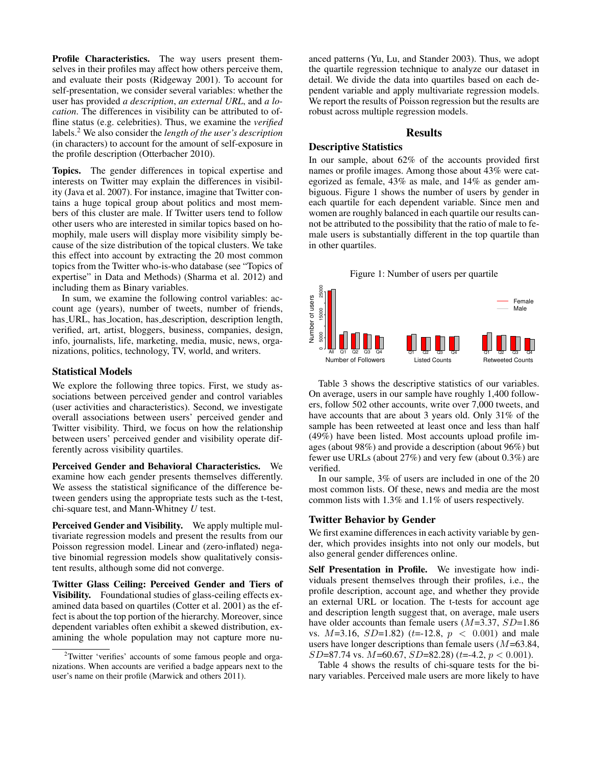**Profile Characteristics.** The way users present themselves in their profiles may affect how others perceive them, and evaluate their posts (Ridgeway 2001). To account for self-presentation, we consider several variables: whether the user has provided *a description*, *an external URL*, and *a location*. The differences in visibility can be attributed to offline status (e.g. celebrities). Thus, we examine the *verified* labels.[2] We also consider the *length of the user's description* (in characters) to account for the amount of self-exposure in the profile description (Otterbacher 2010).

**Topics.** The gender differences in topical expertise and interests on Twitter may explain the differences in visibility (Java et al. 2007). For instance, imagine that Twitter contains a huge topical group about politics and most members of this cluster are male. If Twitter users tend to follow other users who are interested in similar topics based on homophily, male users will display more visibility simply because of the size distribution of the topical clusters. We take this effect into account by extracting the 20 most common topics from the Twitter who-is-who database (see "Topics of expertise" in Data and Methods) (Sharma et al. 2012) and including them as Binary variables.

In sum, we examine the following control variables: account age (years), number of tweets, number of friends, has_URL, has_location, has_description, description length, verified, art, artist, bloggers, business, companies, design, info, journalists, life, marketing, media, music, news, organizations, politics, technology, TV, world, and writers.

### Statistical Models

We explore the following three topics. First, we study associations between perceived gender and control variables (user activities and characteristics). Second, we investigate overall associations between users' perceived gender and Twitter visibility. Third, we focus on how the relationship between users' perceived gender and visibility operate differently across visibility quartiles.

**Perceived Gender and Behavioral Characteristics.** We examine how each gender presents themselves differently. We assess the statistical significance of the difference between genders using the appropriate tests such as the t-test, chi-square test, and Mann-Whitney *U* test.

**Perceived Gender and Visibility.** We apply multiple multivariate regression models and present the results from our Poisson regression model. Linear and (zero-inflated) negative binomial regression models show qualitatively consistent results, although some did not converge.

**Twitter Glass Ceiling: Perceived Gender and Tiers of Visibility.** Foundational studies of glass-ceiling effects examined data based on quartiles (Cotter et al. 2001) as the effect is about the top portion of the hierarchy. Moreover, since dependent variables often exhibit a skewed distribution, examining the whole population may not capture more nuanced patterns (Yu, Lu, and Stander 2003). Thus, we adopt the quartile regression technique to analyze our dataset in detail. We divide the data into quartiles based on each dependent variable and apply multivariate regression models. We report the results of Poisson regression but the results are robust across multiple regression models.

[2] Twitter 'verifies' accounts of some famous people and organizations. When accounts are verified a badge appears next to the user's name on their profile (Marwick and others 2011).

## Results

### Descriptive Statistics

In our sample, about 62% of the accounts provided first names or profile images. Among those about 43% were categorized as female, 43% as male, and 14% as gender ambiguous. Figure 1 shows the number of users by gender in each quartile for each dependent variable. Since men and women are roughly balanced in each quartile our results cannot be attributed to the possibility that the ratio of male to female users is substantially different in the top quartile than in other quartiles.

Figure 1: Number of users per quartile

Table 3 shows the descriptive statistics of our variables. On average, users in our sample have roughly 1,400 followers, follow 502 other accounts, write over 7,000 tweets, and have accounts that are about 3 years old. Only 31% of the sample has been retweeted at least once and less than half (49%) have been listed. Most accounts upload profile images (about 98%) and provide a description (about 96%) but fewer use URLs (about 27%) and very few (about 0.3%) are verified.

In our sample, 3% of users are included in one of the 20 most common lists. Of these, news and media are the most common lists with 1.3% and 1.1% of users respectively.

### Twitter Behavior by Gender

We first examine differences in each activity variable by gender, which provides insights into not only our models, but also general gender differences online.

**Self Presentation in Profile.** We investigate how individuals present themselves through their profiles, i.e., the profile description, account age, and whether they provide an external URL or location. The t-tests for account age and description length suggest that, on average, male users have older accounts than female users ($M$=3.37, $SD$=1.86 vs. $M$=3.16, $SD$=1.82) ($t$=-12.8, $p < 0.001$) and male users have longer descriptions than female users ($M$=63.84, $SD$=87.74 vs. $M$=60.67, $SD$=82.28) ($t$=-4.2, $p < 0.001$).

Table 4 shows the results of chi-square tests for the binary variables. Perceived male users are more likely to have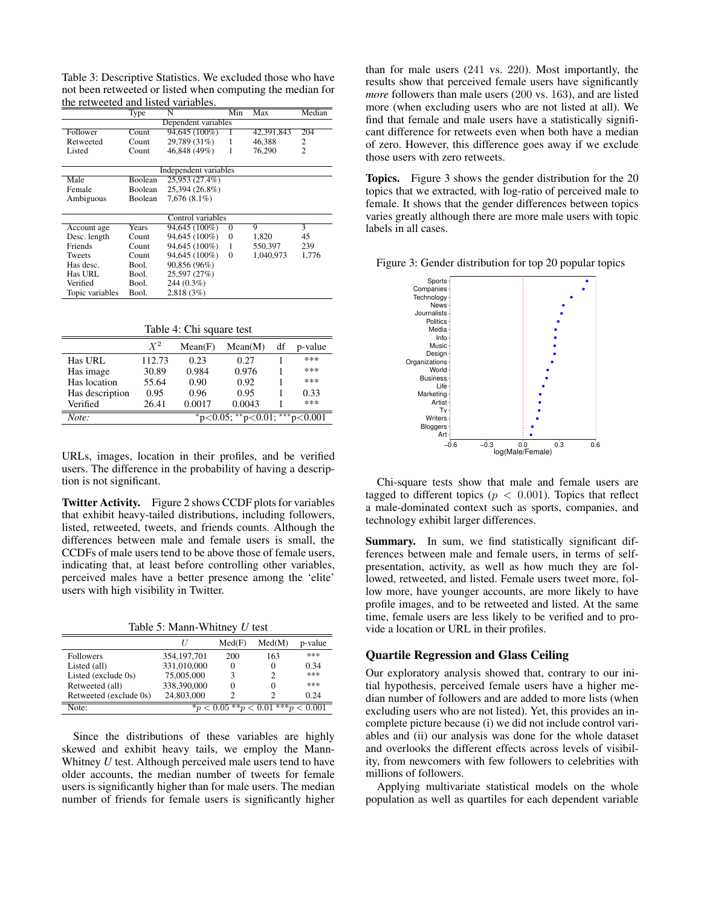Table 3: Descriptive Statistics. We excluded those who have not been retweeted or listed when computing the median for the retweeted and listed variables.

| | Type | N | Min | Max | Median |
|---|---|---|---|---|---|
| | | Dependent variables | | | |
| Follower | Count | 94,645 (100%) | 1 | 42,391,843 | 204 |
| Retweeted | Count | 29,789 (31%) | 1 | 46,388 | 2 |
| Listed | Count | 46,848 (49%) | 1 | 76,290 | 2 |
| | | Independent variables | | | |
| Male | Boolean | 25,953 (27.4%) | | | |
| Female | Boolean | 25,394 (26.8%) | | | |
| Ambiguous | Boolean | 7,676 (8.1%) | | | |
| | | Control variables | | | |
| Account age | Years | 94,645 (100%) | 0 | 9 | 3 |
| Desc. length | Count | 94,645 (100%) | 0 | 1,820 | 45 |
| Friends | Count | 94,645 (100%) | 1 | 550,397 | 239 |
| Tweets | Count | 94,645 (100%) | 0 | 1,040,973 | 1,776 |
| Has desc. | Bool. | 90,856 (96%) | | | |
| Has URL | Bool. | 25,597 (27%) | | | |
| Verified | Bool. | 244 (0.3%) | | | |
| Topic variables | Bool. | 2,818 (3%) | | | |

Table 4: Chi square test

| | $X^2$ | Mean(F) | Mean(M) | df | p-value |
|---|---|---|---|---|---|
| Has URL | 112.73 | 0.23 | 0.27 | 1 | *** |
| Has image | 30.89 | 0.984 | 0.976 | 1 | *** |
| Has location | 55.64 | 0.90 | 0.92 | 1 | *** |
| Has description | 0.95 | 0.96 | 0.95 | 1 | 0.33 |
| Verified | 26.41 | 0.0017 | 0.0043 | 1 | *** |
| *Note:* | | | | | $^{*}$p<0.05; $^{**}$p<0.01; $^{***}$p<0.001 |

URLs, images, location in their profiles, and be verified users. The difference in the probability of having a description is not significant.

**Twitter Activity.** Figure 2 shows CCDF plots for variables that exhibit heavy-tailed distributions, including followers, listed, retweeted, tweets, and friends counts. Although the differences between male and female users is small, the CCDFs of male users tend to be above those of female users, indicating that, at least before controlling other variables, perceived males have a better presence among the 'elite' users with high visibility in Twitter.

Table 5: Mann-Whitney $U$ test

| | $U$ | Med(F) | Med(M) | p-value |
|---|---|---|---|---|
| Followers | 354,197,701 | 200 | 163 | *** |
| Listed (all) | 331,010,000 | 0 | 0 | 0.34 |
| Listed (exclude 0s) | 75,005,000 | 3 | 2 | *** |
| Retweeted (all) | 338,390,000 | 0 | 0 | *** |
| Retweeted (exclude 0s) | 24,803,000 | 2 | 2 | 0.24 |
| Note: | | | | $^{*}p < 0.05$ $^{**}p < 0.01$ $^{***}p < 0.001$ |

Since the distributions of these variables are highly skewed and exhibit heavy tails, we employ the Mann-Whitney $U$ test. Although perceived male users tend to have older accounts, the median number of tweets for female users is significantly higher than for male users. The median number of friends for female users is significantly higher than for male users (241 vs. 220). Most importantly, the results show that perceived female users have significantly *more* followers than male users (200 vs. 163), and are listed more (when excluding users who are not listed at all). We find that female and male users have a statistically significant difference for retweets even when both have a median of zero. However, this difference goes away if we exclude those users with zero retweets.

**Topics.** Figure 3 shows the gender distribution for the 20 topics that we extracted, with log-ratio of perceived male to female. It shows that the gender differences between topics varies greatly although there are more male users with topic labels in all cases.

Figure 3: Gender distribution for top 20 popular topics

Chi-square tests show that male and female users are tagged to different topics ($p < 0.001$). Topics that reflect a male-dominated context such as sports, companies, and technology exhibit larger differences.

**Summary.** In sum, we find statistically significant differences between male and female users, in terms of self-presentation, activity, as well as how much they are followed, retweeted, and listed. Female users tweet more, follow more, have younger accounts, are more likely to have profile images, and to be retweeted and listed. At the same time, female users are less likely to be verified and to provide a location or URL in their profiles.

## Quartile Regression and Glass Ceiling

Our exploratory analysis showed that, contrary to our initial hypothesis, perceived female users have a higher median number of followers and are added to more lists (when excluding users who are not listed). Yet, this provides an incomplete picture because (i) we did not include control variables and (ii) our analysis was done for the whole dataset and overlooks the different effects across levels of visibility, from newcomers with few followers to celebrities with millions of followers.

Applying multivariate statistical models on the whole population as well as quartiles for each dependent variable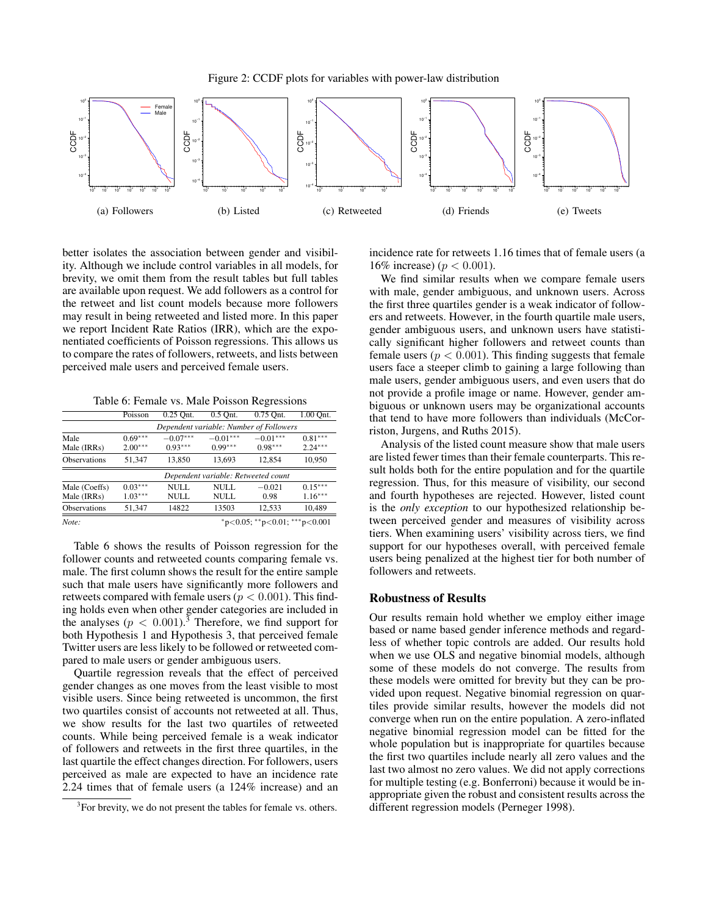Figure 2: CCDF plots for variables with power-law distribution

(a) Followers (b) Listed (c) Retweeted (d) Friends (e) Tweets

better isolates the association between gender and visibility. Although we include control variables in all models, for brevity, we omit them from the result tables but full tables are available upon request. We add followers as a control for the retweet and list count models because more followers may result in being retweeted and listed more. In this paper we report Incident Rate Ratios (IRR), which are the exponentiated coefficients of Poisson regressions. This allows us to compare the rates of followers, retweets, and lists between perceived male users and perceived female users.

Table 6: Female vs. Male Poisson Regressions

| | Poisson | 0.25 Qnt. | 0.5 Qnt. | 0.75 Qnt. | 1.00 Qnt. |
|---|---|---|---|---|---|
| | *Dependent variable: Number of Followers* | | | | |
| Male | $0.69^{***}$ | $-0.07^{***}$ | $-0.01^{***}$ | $-0.01^{***}$ | $0.81^{***}$ |
| Male (IRRs) | $2.00^{***}$ | $0.93^{***}$ | $0.99^{***}$ | $0.98^{***}$ | $2.24^{***}$ |
| Observations | 51,347 | 13,850 | 13,693 | 12,854 | 10,950 |
| | *Dependent variable: Retweeted count* | | | | |
| Male (Coeffs) | $0.03^{***}$ | NULL | NULL | $-0.021$ | $0.15^{***}$ |
| Male (IRRs) | $1.03^{***}$ | NULL | NULL | 0.98 | $1.16^{***}$ |
| Observations | 51,347 | 14822 | 13503 | 12,533 | 10,489 |
| *Note:* | | | | | $^{*}$p<0.05; $^{**}$p<0.01; $^{***}$p<0.001 |

Table 6 shows the results of Poisson regression for the follower counts and retweeted counts comparing female vs. male. The first column shows the result for the entire sample such that male users have significantly more followers and retweets compared with female users ($p < 0.001$). This finding holds even when other gender categories are included in the analyses ($p < 0.001$).[3] Therefore, we find support for both Hypothesis 1 and Hypothesis 3, that perceived female Twitter users are less likely to be followed or retweeted compared to male users or gender ambiguous users.

Quartile regression reveals that the effect of perceived gender changes as one moves from the least visible to most visible users. Since being retweeted is uncommon, the first two quartiles consist of accounts not retweeted at all. Thus, we show results for the last two quartiles of retweeted counts. While being perceived female is a weak indicator of followers and retweets in the first three quartiles, in the last quartile the effect changes direction. For followers, users perceived as male are expected to have an incidence rate 2.24 times that of female users (a 124% increase) and an incidence rate for retweets 1.16 times that of female users (a 16% increase) ($p < 0.001$).

We find similar results when we compare female users with male, gender ambiguous, and unknown users. Across the first three quartiles gender is a weak indicator of followers and retweets. However, in the fourth quartile male users, gender ambiguous users, and unknown users have statistically significant higher followers and retweet counts than female users ($p < 0.001$). This finding suggests that female users face a steeper climb to gaining a large following than male users, gender ambiguous users, and even users that do not provide a profile image or name. However, gender ambiguous or unknown users may be organizational accounts that tend to have more followers than individuals (McCorriston, Jurgens, and Ruths 2015).

Analysis of the listed count measure show that male users are listed fewer times than their female counterparts. This result holds both for the entire population and for the quartile regression. Thus, for this measure of visibility, our second and fourth hypotheses are rejected. However, listed count is the *only exception* to our hypothesized relationship between perceived gender and measures of visibility across tiers. When examining users' visibility across tiers, we find support for our hypotheses overall, with perceived female users being penalized at the highest tier for both number of followers and retweets.

### Robustness of Results

Our results remain hold whether we employ either image based or name based gender inference methods and regardless of whether topic controls are added. Our results hold when we use OLS and negative binomial models, although some of these models do not converge. The results from these models were omitted for brevity but they can be provided upon request. Negative binomial regression on quartiles provide similar results, however the models did not converge when run on the entire population. A zero-inflated negative binomial regression model can be fitted for the whole population but is inappropriate for quartiles because the first two quartiles include nearly all zero values and the last two almost no zero values. We did not apply corrections for multiple testing (e.g. Bonferroni) because it would be inappropriate given the robust and consistent results across the different regression models (Perneger 1998).

[3] For brevity, we do not present the tables for female vs. others.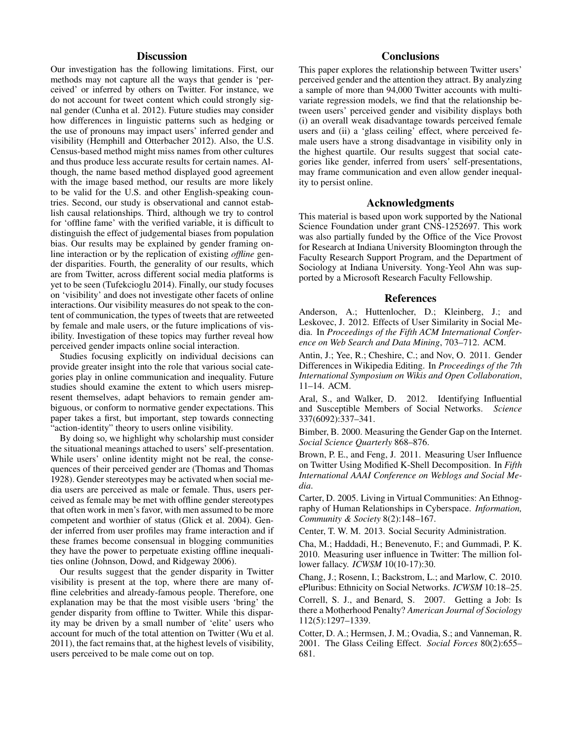## Discussion

Our investigation has the following limitations. First, our methods may not capture all the ways that gender is 'perceived' or inferred by others on Twitter. For instance, we do not account for tweet content which could strongly signal gender (Cunha et al. 2012). Future studies may consider how differences in linguistic patterns such as hedging or the use of pronouns may impact users' inferred gender and visibility (Hemphill and Otterbacher 2012). Also, the U.S. Census-based method might miss names from other cultures and thus produce less accurate results for certain names. Although, the name based method displayed good agreement with the image based method, our results are more likely to be valid for the U.S. and other English-speaking countries. Second, our study is observational and cannot establish causal relationships. Third, although we try to control for 'offline fame' with the verified variable, it is difficult to distinguish the effect of judgemental biases from population bias. Our results may be explained by gender framing online interaction or by the replication of existing *offline* gender disparities. Fourth, the generality of our results, which are from Twitter, across different social media platforms is yet to be seen (Tufekcioglu 2014). Finally, our study focuses on 'visibility' and does not investigate other facets of online interactions. Our visibility measures do not speak to the content of communication, the types of tweets that are retweeted by female and male users, or the future implications of visibility. Investigation of these topics may further reveal how perceived gender impacts online social interaction.

Studies focusing explicitly on individual decisions can provide greater insight into the role that various social categories play in online communication and inequality. Future studies should examine the extent to which users misrepresent themselves, adapt behaviors to remain gender ambiguous, or conform to normative gender expectations. This paper takes a first, but important, step towards connecting "action-identity" theory to users online visibility.

By doing so, we highlight why scholarship must consider the situational meanings attached to users' self-presentation. While users' online identity might not be real, the consequences of their perceived gender are (Thomas and Thomas 1928). Gender stereotypes may be activated when social media users are perceived as male or female. Thus, users perceived as female may be met with offline gender stereotypes that often work in men's favor, with men assumed to be more competent and worthier of status (Glick et al. 2004). Gender inferred from user profiles may frame interaction and if these frames become consensual in blogging communities they have the power to perpetuate existing offline inequalities online (Johnson, Dowd, and Ridgeway 2006).

Our results suggest that the gender disparity in Twitter visibility is present at the top, where there are many offline celebrities and already-famous people. Therefore, one explanation may be that the most visible users 'bring' the gender disparity from offline to Twitter. While this disparity may be driven by a small number of 'elite' users who account for much of the total attention on Twitter (Wu et al. 2011), the fact remains that, at the highest levels of visibility, users perceived to be male come out on top.

## Conclusions

This paper explores the relationship between Twitter users' perceived gender and the attention they attract. By analyzing a sample of more than 94,000 Twitter accounts with multivariate regression models, we find that the relationship between users' perceived gender and visibility displays both (i) an overall weak disadvantage towards perceived female users and (ii) a 'glass ceiling' effect, where perceived female users have a strong disadvantage in visibility only in the highest quartile. Our results suggest that social categories like gender, inferred from users' self-presentations, may frame communication and even allow gender inequality to persist online.

## Acknowledgments

This material is based upon work supported by the National Science Foundation under grant CNS-1252697. This work was also partially funded by the Office of the Vice Provost for Research at Indiana University Bloomington through the Faculty Research Support Program, and the Department of Sociology at Indiana University. Yong-Yeol Ahn was supported by a Microsoft Research Faculty Fellowship.

## References

Anderson, A.; Huttenlocher, D.; Kleinberg, J.; and Leskovec, J. 2012. Effects of User Similarity in Social Media. In *Proceedings of the Fifth ACM International Conference on Web Search and Data Mining*, 703–712. ACM.

Antin, J.; Yee, R.; Cheshire, C.; and Nov, O. 2011. Gender Differences in Wikipedia Editing. In *Proceedings of the 7th International Symposium on Wikis and Open Collaboration*, 11–14. ACM.

Aral, S., and Walker, D. 2012. Identifying Influential and Susceptible Members of Social Networks. *Science* 337(6092):337–341.

Bimber, B. 2000. Measuring the Gender Gap on the Internet. *Social Science Quarterly* 868–876.

Brown, P. E., and Feng, J. 2011. Measuring User Influence on Twitter Using Modified K-Shell Decomposition. In *Fifth International AAAI Conference on Weblogs and Social Media*.

Carter, D. 2005. Living in Virtual Communities: An Ethnography of Human Relationships in Cyberspace. *Information, Community & Society* 8(2):148–167.

Center, T. W. M. 2013. Social Security Administration.

Cha, M.; Haddadi, H.; Benevenuto, F.; and Gummadi, P. K. 2010. Measuring user influence in Twitter: The million follower fallacy. *ICWSM* 10(10-17):30.

Chang, J.; Rosenn, I.; Backstrom, L.; and Marlow, C. 2010. ePluribus: Ethnicity on Social Networks. *ICWSM* 10:18–25.

Correll, S. J., and Benard, S. 2007. Getting a Job: Is there a Motherhood Penalty? *American Journal of Sociology* 112(5):1297–1339.

Cotter, D. A.; Hermsen, J. M.; Ovadia, S.; and Vanneman, R. 2001. The Glass Ceiling Effect. *Social Forces* 80(2):655–681.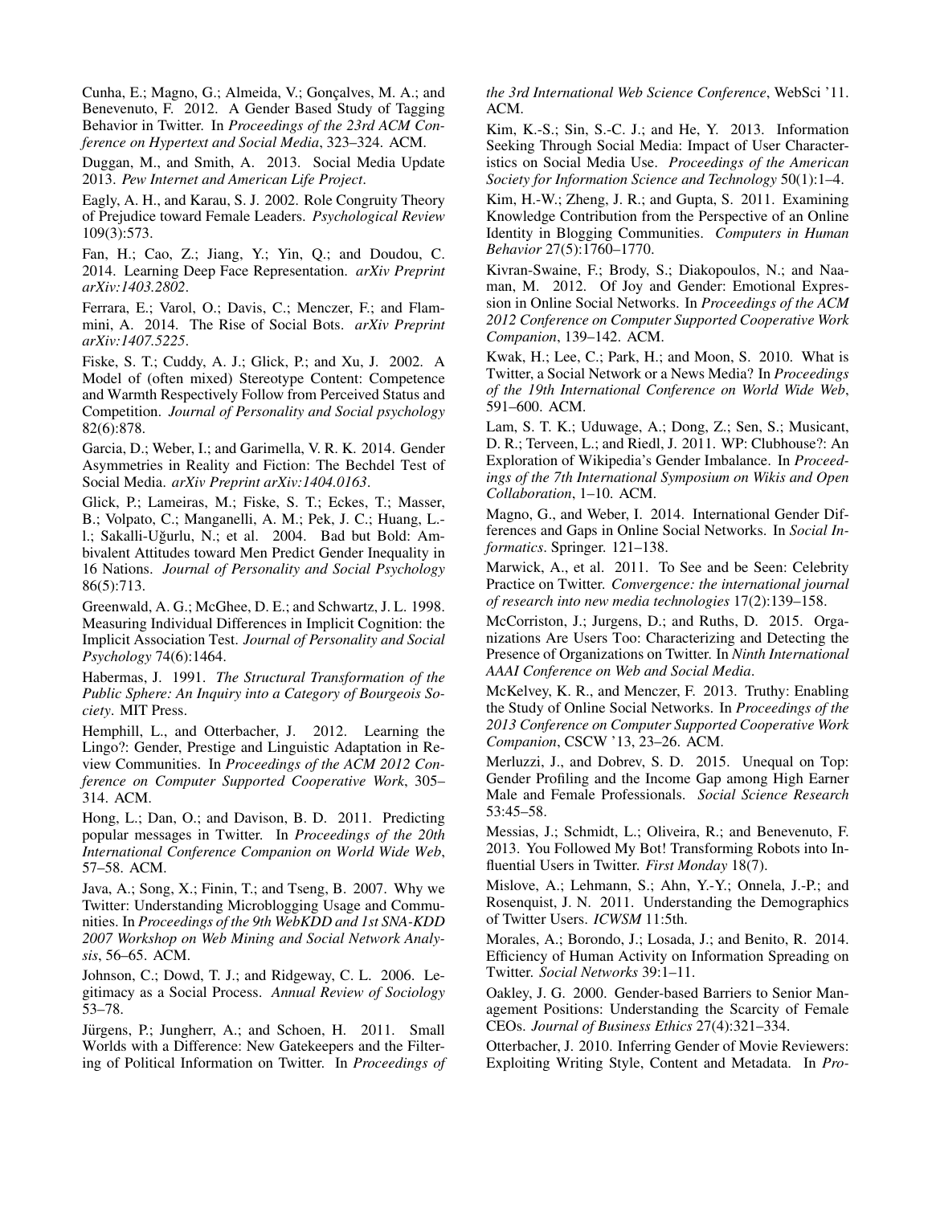Cunha, E.; Magno, G.; Almeida, V.; Gonçalves, M. A.; and Benevenuto, F. 2012. A Gender Based Study of Tagging Behavior in Twitter. In *Proceedings of the 23rd ACM Conference on Hypertext and Social Media*, 323–324. ACM.

Duggan, M., and Smith, A. 2013. Social Media Update 2013. *Pew Internet and American Life Project*.

Eagly, A. H., and Karau, S. J. 2002. Role Congruity Theory of Prejudice toward Female Leaders. *Psychological Review* 109(3):573.

Fan, H.; Cao, Z.; Jiang, Y.; Yin, Q.; and Doudou, C. 2014. Learning Deep Face Representation. *arXiv Preprint arXiv:1403.2802*.

Ferrara, E.; Varol, O.; Davis, C.; Menczer, F.; and Flammini, A. 2014. The Rise of Social Bots. *arXiv Preprint arXiv:1407.5225*.

Fiske, S. T.; Cuddy, A. J.; Glick, P.; and Xu, J. 2002. A Model of (often mixed) Stereotype Content: Competence and Warmth Respectively Follow from Perceived Status and Competition. *Journal of Personality and Social psychology* 82(6):878.

Garcia, D.; Weber, I.; and Garimella, V. R. K. 2014. Gender Asymmetries in Reality and Fiction: The Bechdel Test of Social Media. *arXiv Preprint arXiv:1404.0163*.

Glick, P.; Lameiras, M.; Fiske, S. T.; Eckes, T.; Masser, B.; Volpato, C.; Manganelli, A. M.; Pek, J. C.; Huang, L.-l.; Sakalli-Uğurlu, N.; et al. 2004. Bad but Bold: Ambivalent Attitudes toward Men Predict Gender Inequality in 16 Nations. *Journal of Personality and Social Psychology* 86(5):713.

Greenwald, A. G.; McGhee, D. E.; and Schwartz, J. L. 1998. Measuring Individual Differences in Implicit Cognition: the Implicit Association Test. *Journal of Personality and Social Psychology* 74(6):1464.

Habermas, J. 1991. *The Structural Transformation of the Public Sphere: An Inquiry into a Category of Bourgeois Society*. MIT Press.

Hemphill, L., and Otterbacher, J. 2012. Learning the Lingo?: Gender, Prestige and Linguistic Adaptation in Review Communities. In *Proceedings of the ACM 2012 Conference on Computer Supported Cooperative Work*, 305–314. ACM.

Hong, L.; Dan, O.; and Davison, B. D. 2011. Predicting popular messages in Twitter. In *Proceedings of the 20th International Conference Companion on World Wide Web*, 57–58. ACM.

Java, A.; Song, X.; Finin, T.; and Tseng, B. 2007. Why we Twitter: Understanding Microblogging Usage and Communities. In *Proceedings of the 9th WebKDD and 1st SNA-KDD 2007 Workshop on Web Mining and Social Network Analysis*, 56–65. ACM.

Johnson, C.; Dowd, T. J.; and Ridgeway, C. L. 2006. Legitimacy as a Social Process. *Annual Review of Sociology* 53–78.

Jürgens, P.; Jungherr, A.; and Schoen, H. 2011. Small Worlds with a Difference: New Gatekeepers and the Filtering of Political Information on Twitter. In *Proceedings of the 3rd International Web Science Conference*, WebSci '11. ACM.

Kim, K.-S.; Sin, S.-C. J.; and He, Y. 2013. Information Seeking Through Social Media: Impact of User Characteristics on Social Media Use. *Proceedings of the American Society for Information Science and Technology* 50(1):1–4.

Kim, H.-W.; Zheng, J. R.; and Gupta, S. 2011. Examining Knowledge Contribution from the Perspective of an Online Identity in Blogging Communities. *Computers in Human Behavior* 27(5):1760–1770.

Kivran-Swaine, F.; Brody, S.; Diakopoulos, N.; and Naaman, M. 2012. Of Joy and Gender: Emotional Expression in Online Social Networks. In *Proceedings of the ACM 2012 Conference on Computer Supported Cooperative Work Companion*, 139–142. ACM.

Kwak, H.; Lee, C.; Park, H.; and Moon, S. 2010. What is Twitter, a Social Network or a News Media? In *Proceedings of the 19th International Conference on World Wide Web*, 591–600. ACM.

Lam, S. T. K.; Uduwage, A.; Dong, Z.; Sen, S.; Musicant, D. R.; Terveen, L.; and Riedl, J. 2011. WP: Clubhouse?: An Exploration of Wikipedia's Gender Imbalance. In *Proceedings of the 7th International Symposium on Wikis and Open Collaboration*, 1–10. ACM.

Magno, G., and Weber, I. 2014. International Gender Differences and Gaps in Online Social Networks. In *Social Informatics*. Springer. 121–138.

Marwick, A., et al. 2011. To See and be Seen: Celebrity Practice on Twitter. *Convergence: the international journal of research into new media technologies* 17(2):139–158.

McCorriston, J.; Jurgens, D.; and Ruths, D. 2015. Organizations Are Users Too: Characterizing and Detecting the Presence of Organizations on Twitter. In *Ninth International AAAI Conference on Web and Social Media*.

McKelvey, K. R., and Menczer, F. 2013. Truthy: Enabling the Study of Online Social Networks. In *Proceedings of the 2013 Conference on Computer Supported Cooperative Work Companion*, CSCW '13, 23–26. ACM.

Merluzzi, J., and Dobrev, S. D. 2015. Unequal on Top: Gender Profiling and the Income Gap among High Earner Male and Female Professionals. *Social Science Research* 53:45–58.

Messias, J.; Schmidt, L.; Oliveira, R.; and Benevenuto, F. 2013. You Followed My Bot! Transforming Robots into Influential Users in Twitter. *First Monday* 18(7).

Mislove, A.; Lehmann, S.; Ahn, Y.-Y.; Onnela, J.-P.; and Rosenquist, J. N. 2011. Understanding the Demographics of Twitter Users. *ICWSM* 11:5th.

Morales, A.; Borondo, J.; Losada, J.; and Benito, R. 2014. Efficiency of Human Activity on Information Spreading on Twitter. *Social Networks* 39:1–11.

Oakley, J. G. 2000. Gender-based Barriers to Senior Management Positions: Understanding the Scarcity of Female CEOs. *Journal of Business Ethics* 27(4):321–334.

Otterbacher, J. 2010. Inferring Gender of Movie Reviewers: Exploiting Writing Style, Content and Metadata. In *Pro-*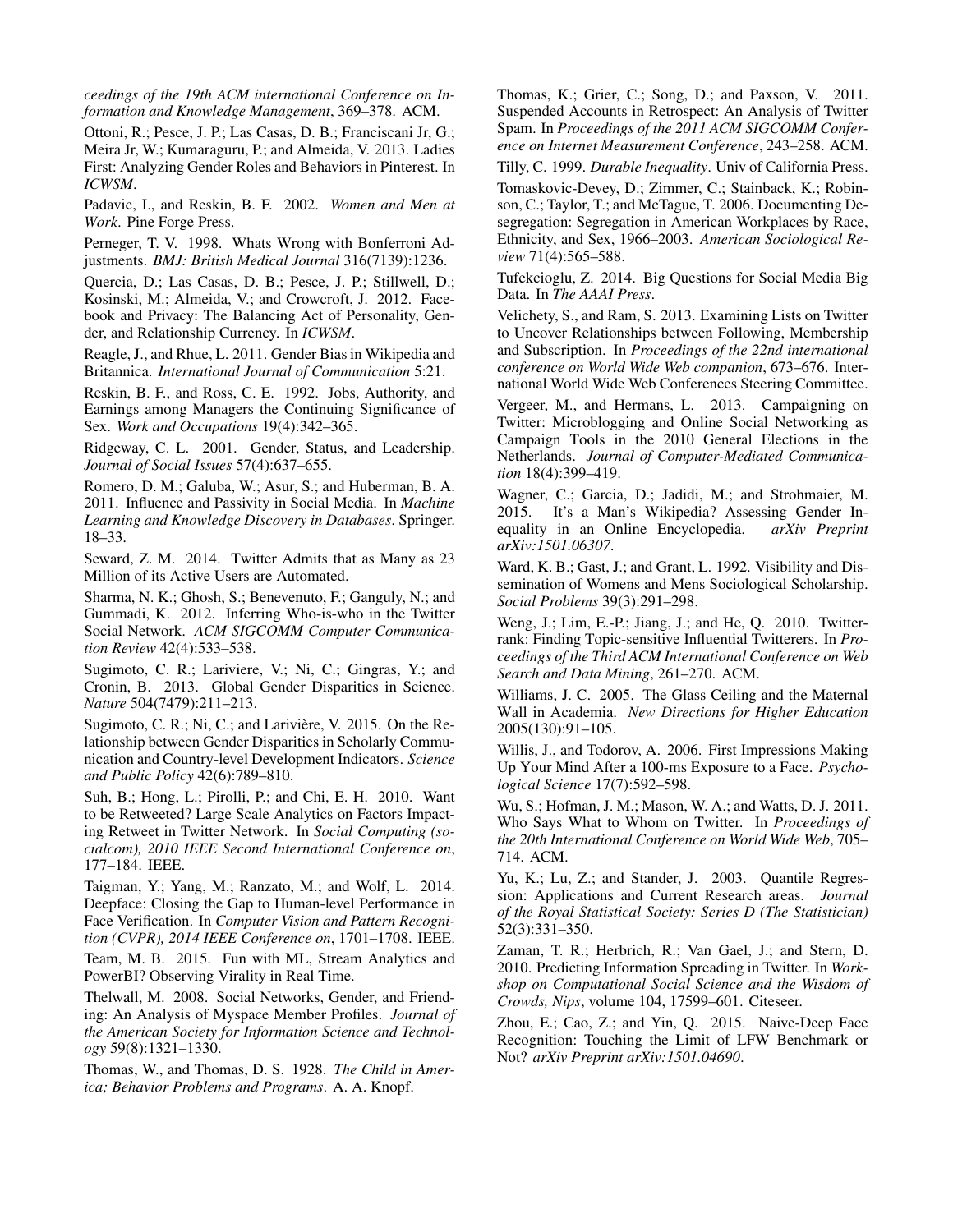*ceedings of the 19th ACM international Conference on Information and Knowledge Management*, 369–378. ACM.

Ottoni, R.; Pesce, J. P.; Las Casas, D. B.; Franciscani Jr, G.; Meira Jr, W.; Kumaraguru, P.; and Almeida, V. 2013. Ladies First: Analyzing Gender Roles and Behaviors in Pinterest. In *ICWSM*.

Padavic, I., and Reskin, B. F. 2002. *Women and Men at Work*. Pine Forge Press.

Perneger, T. V. 1998. Whats Wrong with Bonferroni Adjustments. *BMJ: British Medical Journal* 316(7139):1236.

Quercia, D.; Las Casas, D. B.; Pesce, J. P.; Stillwell, D.; Kosinski, M.; Almeida, V.; and Crowcroft, J. 2012. Facebook and Privacy: The Balancing Act of Personality, Gender, and Relationship Currency. In *ICWSM*.

Reagle, J., and Rhue, L. 2011. Gender Bias in Wikipedia and Britannica. *International Journal of Communication* 5:21.

Reskin, B. F., and Ross, C. E. 1992. Jobs, Authority, and Earnings among Managers the Continuing Significance of Sex. *Work and Occupations* 19(4):342–365.

Ridgeway, C. L. 2001. Gender, Status, and Leadership. *Journal of Social Issues* 57(4):637–655.

Romero, D. M.; Galuba, W.; Asur, S.; and Huberman, B. A. 2011. Influence and Passivity in Social Media. In *Machine Learning and Knowledge Discovery in Databases*. Springer. 18–33.

Seward, Z. M. 2014. Twitter Admits that as Many as 23 Million of its Active Users are Automated.

Sharma, N. K.; Ghosh, S.; Benevenuto, F.; Ganguly, N.; and Gummadi, K. 2012. Inferring Who-is-who in the Twitter Social Network. *ACM SIGCOMM Computer Communication Review* 42(4):533–538.

Sugimoto, C. R.; Lariviere, V.; Ni, C.; Gingras, Y.; and Cronin, B. 2013. Global Gender Disparities in Science. *Nature* 504(7479):211–213.

Sugimoto, C. R.; Ni, C.; and Larivière, V. 2015. On the Relationship between Gender Disparities in Scholarly Communication and Country-level Development Indicators. *Science and Public Policy* 42(6):789–810.

Suh, B.; Hong, L.; Pirolli, P.; and Chi, E. H. 2010. Want to be Retweeted? Large Scale Analytics on Factors Impacting Retweet in Twitter Network. In *Social Computing (socialcom), 2010 IEEE Second International Conference on*, 177–184. IEEE.

Taigman, Y.; Yang, M.; Ranzato, M.; and Wolf, L. 2014. Deepface: Closing the Gap to Human-level Performance in Face Verification. In *Computer Vision and Pattern Recognition (CVPR), 2014 IEEE Conference on*, 1701–1708. IEEE.

Team, M. B. 2015. Fun with ML, Stream Analytics and PowerBI? Observing Virality in Real Time.

Thelwall, M. 2008. Social Networks, Gender, and Friending: An Analysis of Myspace Member Profiles. *Journal of the American Society for Information Science and Technology* 59(8):1321–1330.

Thomas, W., and Thomas, D. S. 1928. *The Child in America; Behavior Problems and Programs*. A. A. Knopf.

Thomas, K.; Grier, C.; Song, D.; and Paxson, V. 2011. Suspended Accounts in Retrospect: An Analysis of Twitter Spam. In *Proceedings of the 2011 ACM SIGCOMM Conference on Internet Measurement Conference*, 243–258. ACM.

Tilly, C. 1999. *Durable Inequality*. Univ of California Press.

Tomaskovic-Devey, D.; Zimmer, C.; Stainback, K.; Robinson, C.; Taylor, T.; and McTague, T. 2006. Documenting Desegregation: Segregation in American Workplaces by Race, Ethnicity, and Sex, 1966–2003. *American Sociological Review* 71(4):565–588.

Tufekcioglu, Z. 2014. Big Questions for Social Media Big Data. In *The AAAI Press*.

Velichety, S., and Ram, S. 2013. Examining Lists on Twitter to Uncover Relationships between Following, Membership and Subscription. In *Proceedings of the 22nd international conference on World Wide Web companion*, 673–676. International World Wide Web Conferences Steering Committee.

Vergeer, M., and Hermans, L. 2013. Campaigning on Twitter: Microblogging and Online Social Networking as Campaign Tools in the 2010 General Elections in the Netherlands. *Journal of Computer-Mediated Communication* 18(4):399–419.

Wagner, C.; Garcia, D.; Jadidi, M.; and Strohmaier, M. 2015. It's a Man's Wikipedia? Assessing Gender Inequality in an Online Encyclopedia. *arXiv Preprint arXiv:1501.06307*.

Ward, K. B.; Gast, J.; and Grant, L. 1992. Visibility and Dissemination of Womens and Mens Sociological Scholarship. *Social Problems* 39(3):291–298.

Weng, J.; Lim, E.-P.; Jiang, J.; and He, Q. 2010. Twitterrank: Finding Topic-sensitive Influential Twitterers. In *Proceedings of the Third ACM International Conference on Web Search and Data Mining*, 261–270. ACM.

Williams, J. C. 2005. The Glass Ceiling and the Maternal Wall in Academia. *New Directions for Higher Education* 2005(130):91–105.

Willis, J., and Todorov, A. 2006. First Impressions Making Up Your Mind After a 100-ms Exposure to a Face. *Psychological Science* 17(7):592–598.

Wu, S.; Hofman, J. M.; Mason, W. A.; and Watts, D. J. 2011. Who Says What to Whom on Twitter. In *Proceedings of the 20th International Conference on World Wide Web*, 705–714. ACM.

Yu, K.; Lu, Z.; and Stander, J. 2003. Quantile Regression: Applications and Current Research areas. *Journal of the Royal Statistical Society: Series D (The Statistician)* 52(3):331–350.

Zaman, T. R.; Herbrich, R.; Van Gael, J.; and Stern, D. 2010. Predicting Information Spreading in Twitter. In *Workshop on Computational Social Science and the Wisdom of Crowds, Nips*, volume 104, 17599–601. Citeseer.

Zhou, E.; Cao, Z.; and Yin, Q. 2015. Naive-Deep Face Recognition: Touching the Limit of LFW Benchmark or Not? *arXiv Preprint arXiv:1501.04690*.